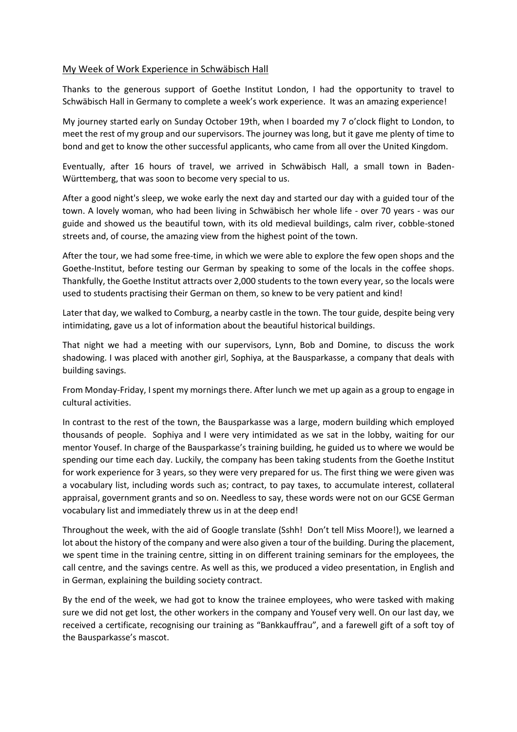<u>My Week of Work Experience in Schwäbisch Hall</u>

Thanks to the generous support of Goethe Institut London, I had the opportunity to travel to Schwäbisch Hall in Germany to complete a week's work experience. It was an amazing experience!

My journey started early on Sunday October 19th, when I boarded my 7 o'clock flight to London, to meet the rest of my group and our supervisors. The journey was long, but it gave me plenty of time to bond and get to know the other successful applicants, who came from all over the United Kingdom.

Eventually, after 16 hours of travel, we arrived in Schwäbisch Hall, a small town in Baden-Württemberg, that was soon to become very special to us.

After a good night's sleep, we woke early the next day and started our day with a guided tour of the town. A lovely woman, who had been living in Schwäbisch her whole life - over 70 years - was our guide and showed us the beautiful town, with its old medieval buildings, calm river, cobble-stoned streets and, of course, the amazing view from the highest point of the town.

After the tour, we had some free-time, in which we were able to explore the few open shops and the Goethe-Institut, before testing our German by speaking to some of the locals in the coffee shops. Thankfully, the Goethe Institut attracts over 2,000 students to the town every year, so the locals were used to students practising their German on them, so knew to be very patient and kind!

Later that day, we walked to Comburg, a nearby castle in the town. The tour guide, despite being very intimidating, gave us a lot of information about the beautiful historical buildings.

That night we had a meeting with our supervisors, Lynn, Bob and Domine, to discuss the work shadowing. I was placed with another girl, Sophiya, at the Bausparkasse, a company that deals with building savings.

From Monday-Friday, I spent my mornings there. After lunch we met up again as a group to engage in cultural activities.

In contrast to the rest of the town, the Bausparkasse was a large, modern building which employed thousands of people. Sophiya and I were very intimidated as we sat in the lobby, waiting for our mentor Yousef. In charge of the Bausparkasse's training building, he guided us to where we would be spending our time each day. Luckily, the company has been taking students from the Goethe Institut for work experience for 3 years, so they were very prepared for us. The first thing we were given was a vocabulary list, including words such as; contract, to pay taxes, to accumulate interest, collateral appraisal, government grants and so on. Needless to say, these words were not on our GCSE German vocabulary list and immediately threw us in at the deep end!

Throughout the week, with the aid of Google translate (Sshh! Don't tell Miss Moore!), we learned a lot about the history of the company and were also given a tour of the building. During the placement, we spent time in the training centre, sitting in on different training seminars for the employees, the call centre, and the savings centre. As well as this, we produced a video presentation, in English and in German, explaining the building society contract.

By the end of the week, we had got to know the trainee employees, who were tasked with making sure we did not get lost, the other workers in the company and Yousef very well. On our last day, we received a certificate, recognising our training as "Bankkauffrau", and a farewell gift of a soft toy of the Bausparkasse's mascot.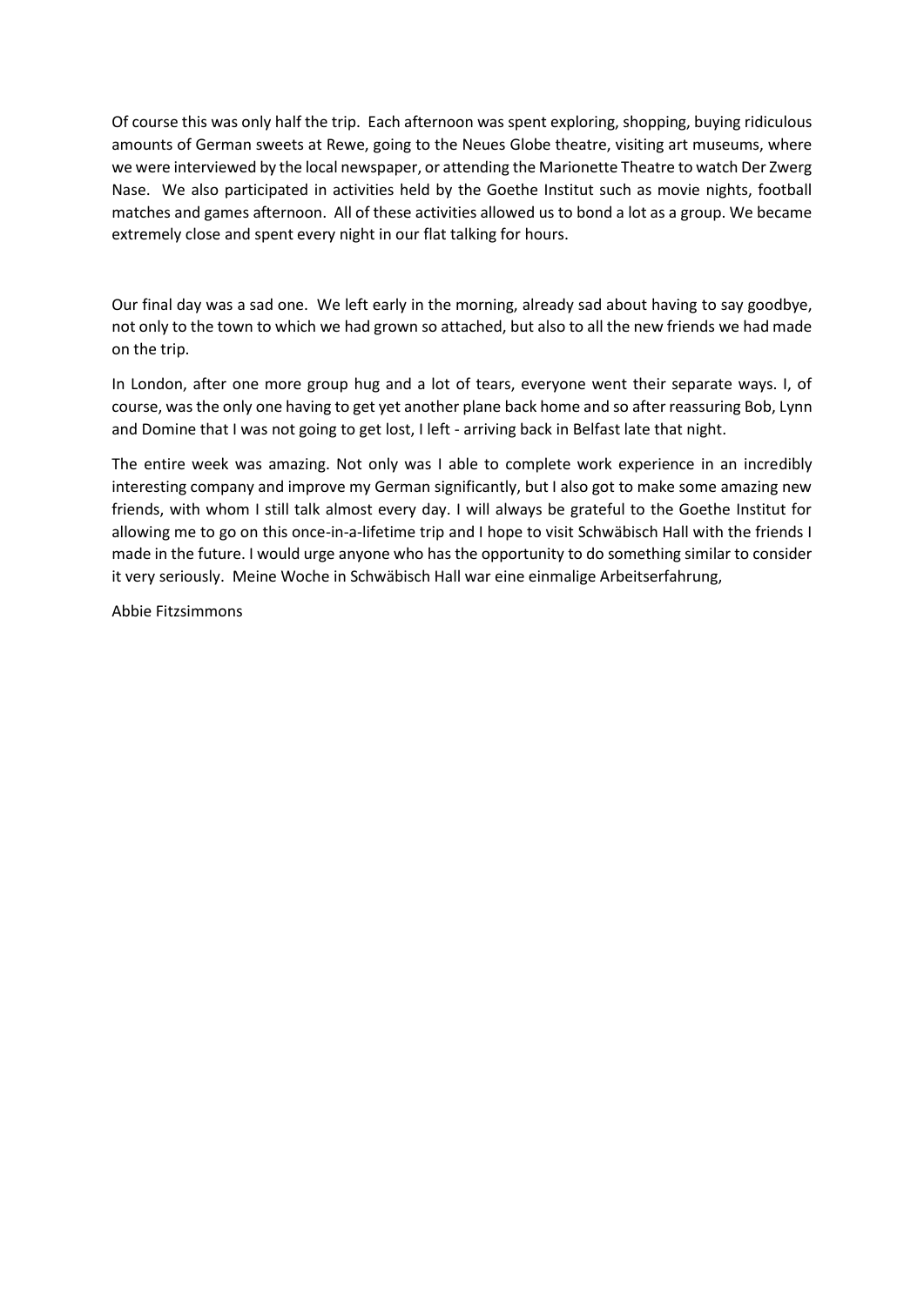Of course this was only half the trip. Each afternoon was spent exploring, shopping, buying ridiculous amounts of German sweets at Rewe, going to the Neues Globe theatre, visiting art museums, where we were interviewed by the local newspaper, or attending the Marionette Theatre to watch Der Zwerg Nase. We also participated in activities held by the Goethe Institut such as movie nights, football matches and games afternoon. All of these activities allowed us to bond a lot as a group. We became extremely close and spent every night in our flat talking for hours.

Our final day was a sad one. We left early in the morning, already sad about having to say goodbye, not only to the town to which we had grown so attached, but also to all the new friends we had made on the trip.

In London, after one more group hug and a lot of tears, everyone went their separate ways. I, of course, was the only one having to get yet another plane back home and so after reassuring Bob, Lynn and Domine that I was not going to get lost, I left - arriving back in Belfast late that night.

The entire week was amazing. Not only was I able to complete work experience in an incredibly interesting company and improve my German significantly, but I also got to make some amazing new friends, with whom I still talk almost every day. I will always be grateful to the Goethe Institut for allowing me to go on this once-in-a-lifetime trip and I hope to visit Schwäbisch Hall with the friends I made in the future. I would urge anyone who has the opportunity to do something similar to consider it very seriously. Meine Woche in Schwäbisch Hall war eine einmalige Arbeitserfahrung,

Abbie Fitzsimmons